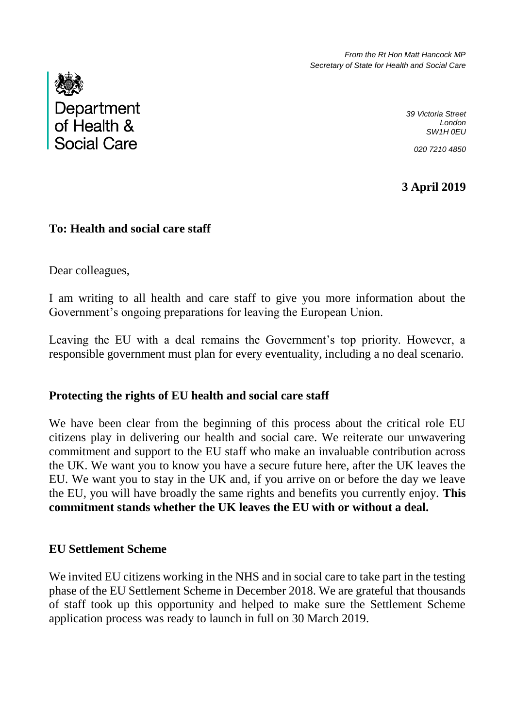*From the Rt Hon Matt Hancock MP*
*Secretary of State for Health and Social Care*

Department of Health & Social Care

*39 Victoria Street*
*London*
*SW1H 0EU*

*020 7210 4850*

**3 April 2019**

**To: Health and social care staff**

Dear colleagues,

I am writing to all health and care staff to give you more information about the Government's ongoing preparations for leaving the European Union.

Leaving the EU with a deal remains the Government's top priority. However, a responsible government must plan for every eventuality, including a no deal scenario.

## Protecting the rights of EU health and social care staff

We have been clear from the beginning of this process about the critical role EU citizens play in delivering our health and social care. We reiterate our unwavering commitment and support to the EU staff who make an invaluable contribution across the UK. We want you to know you have a secure future here, after the UK leaves the EU. We want you to stay in the UK and, if you arrive on or before the day we leave the EU, you will have broadly the same rights and benefits you currently enjoy. **This commitment stands whether the UK leaves the EU with or without a deal.**

## EU Settlement Scheme

We invited EU citizens working in the NHS and in social care to take part in the testing phase of the EU Settlement Scheme in December 2018. We are grateful that thousands of staff took up this opportunity and helped to make sure the Settlement Scheme application process was ready to launch in full on 30 March 2019.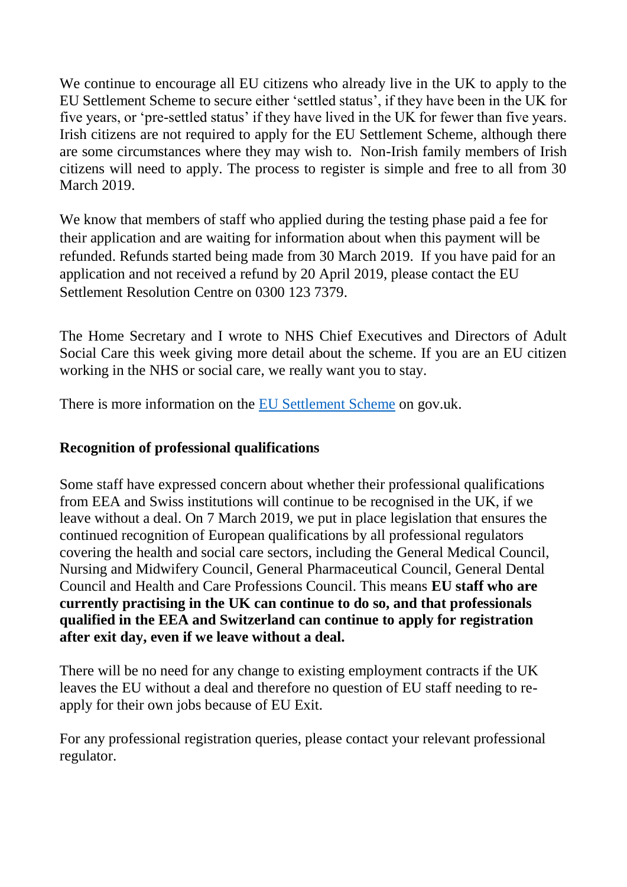We continue to encourage all EU citizens who already live in the UK to apply to the EU Settlement Scheme to secure either 'settled status', if they have been in the UK for five years, or 'pre-settled status' if they have lived in the UK for fewer than five years. Irish citizens are not required to apply for the EU Settlement Scheme, although there are some circumstances where they may wish to. Non-Irish family members of Irish citizens will need to apply. The process to register is simple and free to all from 30 March 2019.

We know that members of staff who applied during the testing phase paid a fee for their application and are waiting for information about when this payment will be refunded. Refunds started being made from 30 March 2019. If you have paid for an application and not received a refund by 20 April 2019, please contact the EU Settlement Resolution Centre on 0300 123 7379.

The Home Secretary and I wrote to NHS Chief Executives and Directors of Adult Social Care this week giving more detail about the scheme. If you are an EU citizen working in the NHS or social care, we really want you to stay.

There is more information on the EU Settlement Scheme on gov.uk.

**Recognition of professional qualifications**

Some staff have expressed concern about whether their professional qualifications from EEA and Swiss institutions will continue to be recognised in the UK, if we leave without a deal. On 7 March 2019, we put in place legislation that ensures the continued recognition of European qualifications by all professional regulators covering the health and social care sectors, including the General Medical Council, Nursing and Midwifery Council, General Pharmaceutical Council, General Dental Council and Health and Care Professions Council. This means **EU staff who are currently practising in the UK can continue to do so, and that professionals qualified in the EEA and Switzerland can continue to apply for registration after exit day, even if we leave without a deal.**

There will be no need for any change to existing employment contracts if the UK leaves the EU without a deal and therefore no question of EU staff needing to re-apply for their own jobs because of EU Exit.

For any professional registration queries, please contact your relevant professional regulator.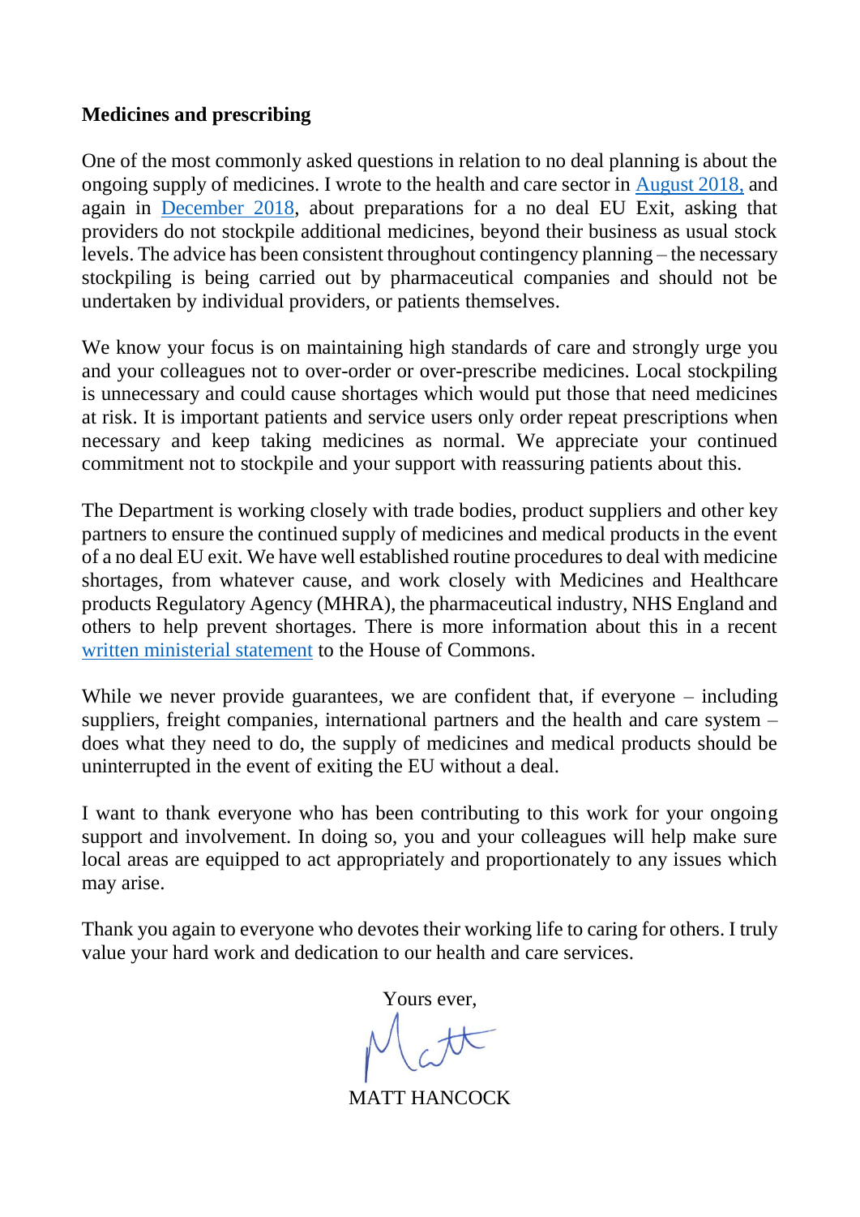**Medicines and prescribing**

One of the most commonly asked questions in relation to no deal planning is about the ongoing supply of medicines. I wrote to the health and care sector in August 2018, and again in December 2018, about preparations for a no deal EU Exit, asking that providers do not stockpile additional medicines, beyond their business as usual stock levels. The advice has been consistent throughout contingency planning – the necessary stockpiling is being carried out by pharmaceutical companies and should not be undertaken by individual providers, or patients themselves.

We know your focus is on maintaining high standards of care and strongly urge you and your colleagues not to over-order or over-prescribe medicines. Local stockpiling is unnecessary and could cause shortages which would put those that need medicines at risk. It is important patients and service users only order repeat prescriptions when necessary and keep taking medicines as normal. We appreciate your continued commitment not to stockpile and your support with reassuring patients about this.

The Department is working closely with trade bodies, product suppliers and other key partners to ensure the continued supply of medicines and medical products in the event of a no deal EU exit. We have well established routine procedures to deal with medicine shortages, from whatever cause, and work closely with Medicines and Healthcare products Regulatory Agency (MHRA), the pharmaceutical industry, NHS England and others to help prevent shortages. There is more information about this in a recent written ministerial statement to the House of Commons.

While we never provide guarantees, we are confident that, if everyone – including suppliers, freight companies, international partners and the health and care system – does what they need to do, the supply of medicines and medical products should be uninterrupted in the event of exiting the EU without a deal.

I want to thank everyone who has been contributing to this work for your ongoing support and involvement. In doing so, you and your colleagues will help make sure local areas are equipped to act appropriately and proportionately to any issues which may arise.

Thank you again to everyone who devotes their working life to caring for others. I truly value your hard work and dedication to our health and care services.

Yours ever,

Matt

MATT HANCOCK